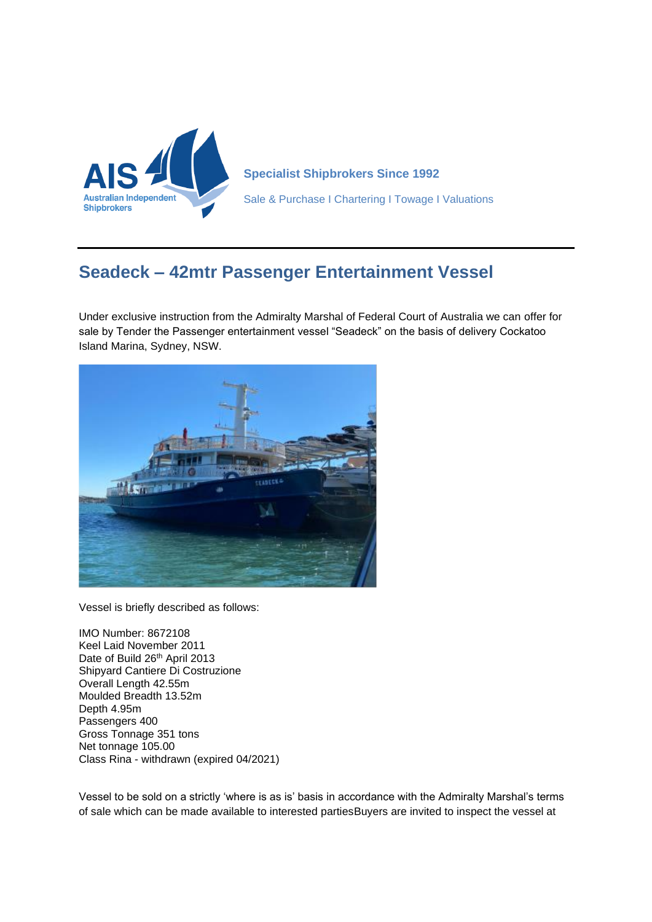Specialist Shipbrokers Since 1992

Sale & Purchase I Chartering I Towage I Valuations

## Seadeck – 42mtr Passenger Entertainment Vessel

Under exclusive instruction from the Admiralty Marshal of Federal Court of Australia we can offer for sale by Tender the Passenger entertainment vessel "Seadeck" on the basis of delivery Cockatoo Island Marina, Sydney, NSW.

Vessel is briefly described as follows:

IMO Number: 8672108
Keel Laid November 2011
Date of Build 26th April 2013
Shipyard Cantiere Di Costruzione
Overall Length 42.55m
Moulded Breadth 13.52m
Depth 4.95m
Passengers 400
Gross Tonnage 351 tons
Net tonnage 105.00
Class Rina - withdrawn (expired 04/2021)

Vessel to be sold on a strictly 'where is as is' basis in accordance with the Admiralty Marshal's terms of sale which can be made available to interested partiesBuyers are invited to inspect the vessel at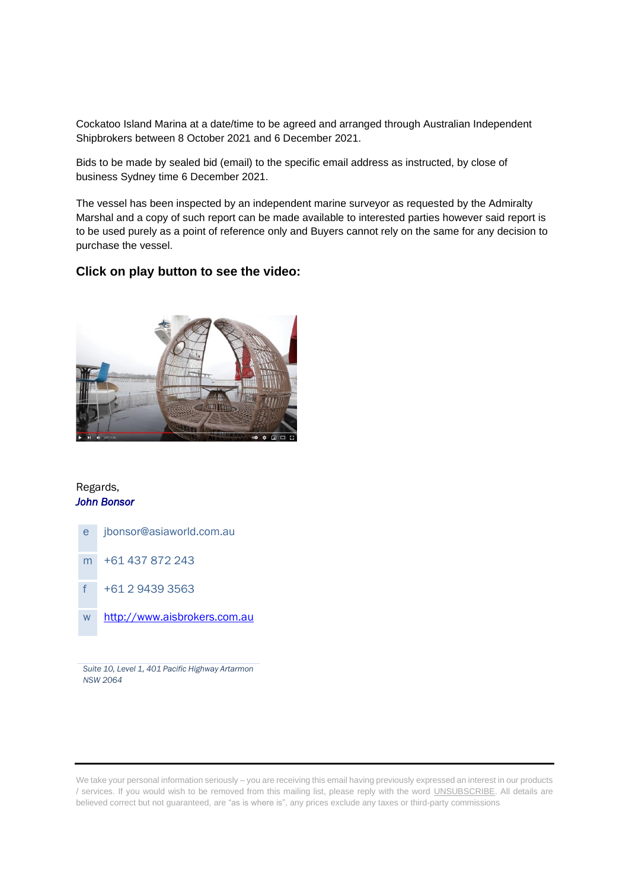Cockatoo Island Marina at a date/time to be agreed and arranged through Australian Independent Shipbrokers between 8 October 2021 and 6 December 2021.

Bids to be made by sealed bid (email) to the specific email address as instructed, by close of business Sydney time 6 December 2021.

The vessel has been inspected by an independent marine surveyor as requested by the Admiralty Marshal and a copy of such report can be made available to interested parties however said report is to be used purely as a point of reference only and Buyers cannot rely on the same for any decision to purchase the vessel.

**Click on play button to see the video:**

Regards,
***John Bonsor***

| | |
|---|---|
| e | jbonsor@asiaworld.com.au |
| m | +61 437 872 243 |
| f | +61 2 9439 3563 |
| w | http://www.aisbrokers.com.au |

*Suite 10, Level 1, 401 Pacific Highway Artarmon NSW 2064*

---

We take your personal information seriously – you are receiving this email having previously expressed an interest in our products / services. If you would wish to be removed from this mailing list, please reply with the word UNSUBSCRIBE. All details are believed correct but not guaranteed, are "as is where is", any prices exclude any taxes or third-party commissions